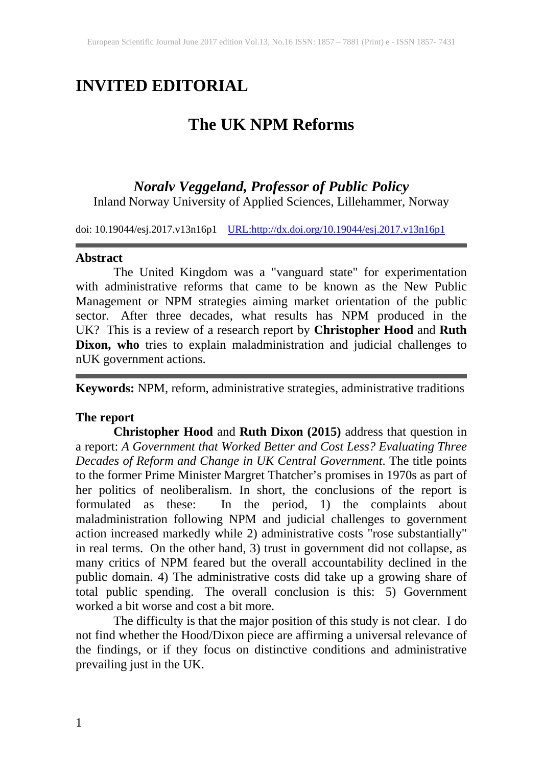# INVITED EDITORIAL

## The UK NPM Reforms

***Noralv Veggeland, Professor of Public Policy***
Inland Norway University of Applied Sciences, Lillehammer, Norway

doi: 10.19044/esj.2017.v13n16p1 [URL:http://dx.doi.org/10.19044/esj.2017.v13n16p1](http://dx.doi.org/10.19044/esj.2017.v13n16p1)

---

### Abstract

The United Kingdom was a "vanguard state" for experimentation with administrative reforms that came to be known as the New Public Management or NPM strategies aiming market orientation of the public sector. After three decades, what results has NPM produced in the UK? This is a review of a research report by **Christopher Hood** and **Ruth Dixon, who** tries to explain maladministration and judicial challenges to nUK government actions.

---

**Keywords:** NPM, reform, administrative strategies, administrative traditions

### The report

**Christopher Hood** and **Ruth Dixon (2015)** address that question in a report: *A Government that Worked Better and Cost Less? Evaluating Three Decades of Reform and Change in UK Central Government*. The title points to the former Prime Minister Margret Thatcher's promises in 1970s as part of her politics of neoliberalism. In short, the conclusions of the report is formulated as these: In the period, 1) the complaints about maladministration following NPM and judicial challenges to government action increased markedly while 2) administrative costs "rose substantially" in real terms. On the other hand, 3) trust in government did not collapse, as many critics of NPM feared but the overall accountability declined in the public domain. 4) The administrative costs did take up a growing share of total public spending. The overall conclusion is this: 5) Government worked a bit worse and cost a bit more.

The difficulty is that the major position of this study is not clear. I do not find whether the Hood/Dixon piece are affirming a universal relevance of the findings, or if they focus on distinctive conditions and administrative prevailing just in the UK.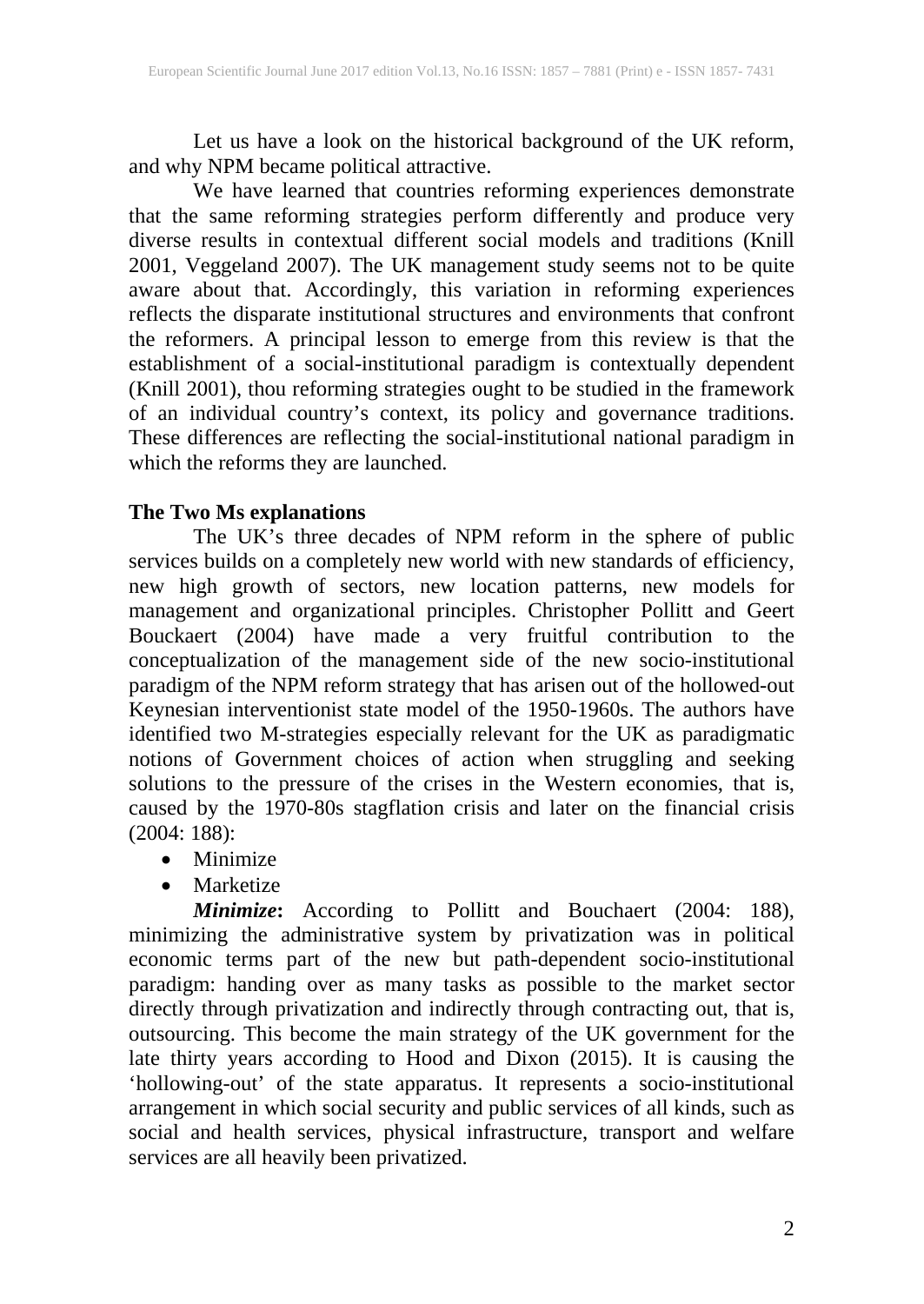Let us have a look on the historical background of the UK reform, and why NPM became political attractive.

We have learned that countries reforming experiences demonstrate that the same reforming strategies perform differently and produce very diverse results in contextual different social models and traditions (Knill 2001, Veggeland 2007). The UK management study seems not to be quite aware about that. Accordingly, this variation in reforming experiences reflects the disparate institutional structures and environments that confront the reformers. A principal lesson to emerge from this review is that the establishment of a social-institutional paradigm is contextually dependent (Knill 2001), thou reforming strategies ought to be studied in the framework of an individual country's context, its policy and governance traditions. These differences are reflecting the social-institutional national paradigm in which the reforms they are launched.

**The Two Ms explanations**

The UK's three decades of NPM reform in the sphere of public services builds on a completely new world with new standards of efficiency, new high growth of sectors, new location patterns, new models for management and organizational principles. Christopher Pollitt and Geert Bouckaert (2004) have made a very fruitful contribution to the conceptualization of the management side of the new socio-institutional paradigm of the NPM reform strategy that has arisen out of the hollowed-out Keynesian interventionist state model of the 1950-1960s. The authors have identified two M-strategies especially relevant for the UK as paradigmatic notions of Government choices of action when struggling and seeking solutions to the pressure of the crises in the Western economies, that is, caused by the 1970-80s stagflation crisis and later on the financial crisis (2004: 188):

- Minimize
- Marketize

***Minimize*****:** According to Pollitt and Bouchaert (2004: 188), minimizing the administrative system by privatization was in political economic terms part of the new but path-dependent socio-institutional paradigm: handing over as many tasks as possible to the market sector directly through privatization and indirectly through contracting out, that is, outsourcing. This become the main strategy of the UK government for the late thirty years according to Hood and Dixon (2015). It is causing the 'hollowing-out' of the state apparatus. It represents a socio-institutional arrangement in which social security and public services of all kinds, such as social and health services, physical infrastructure, transport and welfare services are all heavily been privatized.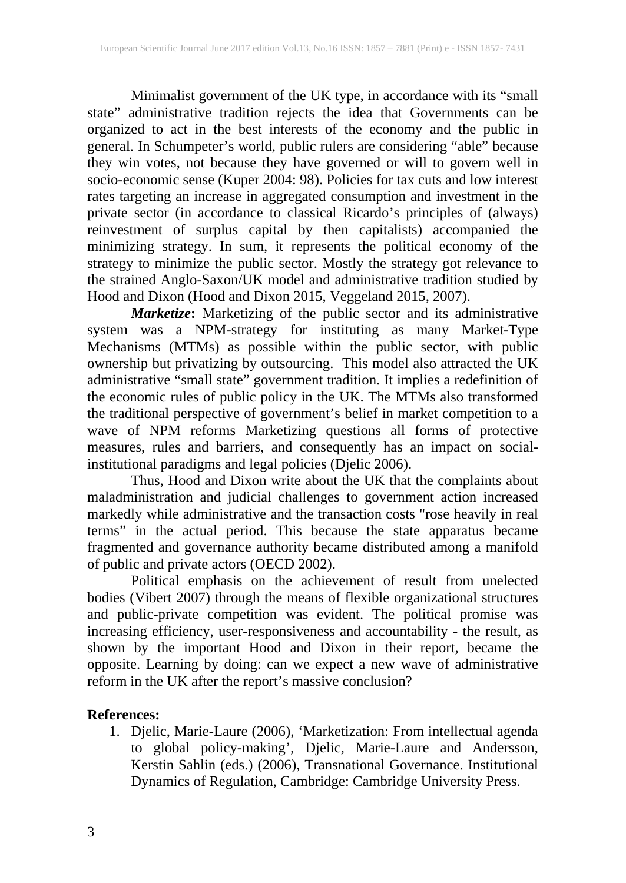Minimalist government of the UK type, in accordance with its "small state" administrative tradition rejects the idea that Governments can be organized to act in the best interests of the economy and the public in general. In Schumpeter's world, public rulers are considering "able" because they win votes, not because they have governed or will to govern well in socio-economic sense (Kuper 2004: 98). Policies for tax cuts and low interest rates targeting an increase in aggregated consumption and investment in the private sector (in accordance to classical Ricardo's principles of (always) reinvestment of surplus capital by then capitalists) accompanied the minimizing strategy. In sum, it represents the political economy of the strategy to minimize the public sector. Mostly the strategy got relevance to the strained Anglo-Saxon/UK model and administrative tradition studied by Hood and Dixon (Hood and Dixon 2015, Veggeland 2015, 2007).

***Marketize*:** Marketizing of the public sector and its administrative system was a NPM-strategy for instituting as many Market-Type Mechanisms (MTMs) as possible within the public sector, with public ownership but privatizing by outsourcing. This model also attracted the UK administrative "small state" government tradition. It implies a redefinition of the economic rules of public policy in the UK. The MTMs also transformed the traditional perspective of government's belief in market competition to a wave of NPM reforms Marketizing questions all forms of protective measures, rules and barriers, and consequently has an impact on social-institutional paradigms and legal policies (Djelic 2006).

Thus, Hood and Dixon write about the UK that the complaints about maladministration and judicial challenges to government action increased markedly while administrative and the transaction costs "rose heavily in real terms" in the actual period. This because the state apparatus became fragmented and governance authority became distributed among a manifold of public and private actors (OECD 2002).

Political emphasis on the achievement of result from unelected bodies (Vibert 2007) through the means of flexible organizational structures and public-private competition was evident. The political promise was increasing efficiency, user-responsiveness and accountability - the result, as shown by the important Hood and Dixon in their report, became the opposite. Learning by doing: can we expect a new wave of administrative reform in the UK after the report's massive conclusion?

**References:**

1. Djelic, Marie-Laure (2006), 'Marketization: From intellectual agenda to global policy-making', Djelic, Marie-Laure and Andersson, Kerstin Sahlin (eds.) (2006), Transnational Governance. Institutional Dynamics of Regulation, Cambridge: Cambridge University Press.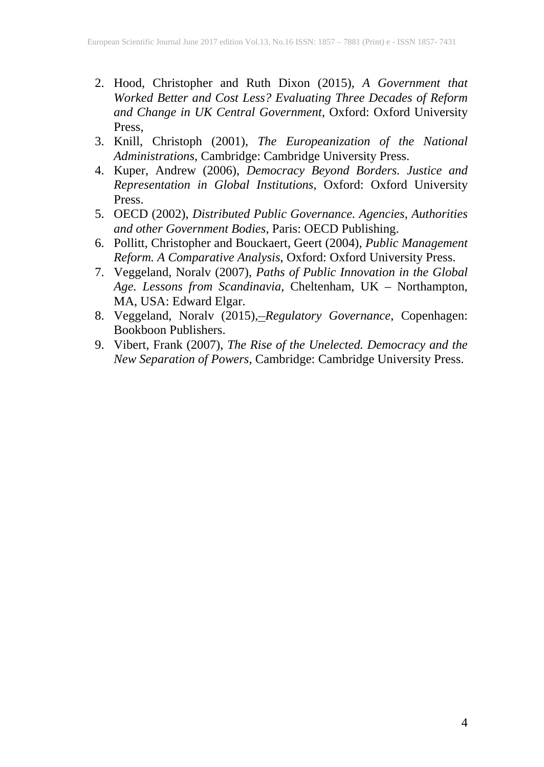2. Hood, Christopher and Ruth Dixon (2015), *A Government that Worked Better and Cost Less? Evaluating Three Decades of Reform and Change in UK Central Government*, Oxford: Oxford University Press,
3. Knill, Christoph (2001), *The Europeanization of the National Administrations*, Cambridge: Cambridge University Press.
4. Kuper, Andrew (2006), *Democracy Beyond Borders. Justice and Representation in Global Institutions*, Oxford: Oxford University Press.
5. OECD (2002), *Distributed Public Governance. Agencies, Authorities and other Government Bodies*, Paris: OECD Publishing.
6. Pollitt, Christopher and Bouckaert, Geert (2004), *Public Management Reform. A Comparative Analysis*, Oxford: Oxford University Press.
7. Veggeland, Noralv (2007), *Paths of Public Innovation in the Global Age. Lessons from Scandinavia*, Cheltenham, UK – Northampton, MA, USA: Edward Elgar.
8. Veggeland, Noralv (2015), *Regulatory Governance*, Copenhagen: Bookboon Publishers.
9. Vibert, Frank (2007), *The Rise of the Unelected. Democracy and the New Separation of Powers*, Cambridge: Cambridge University Press.